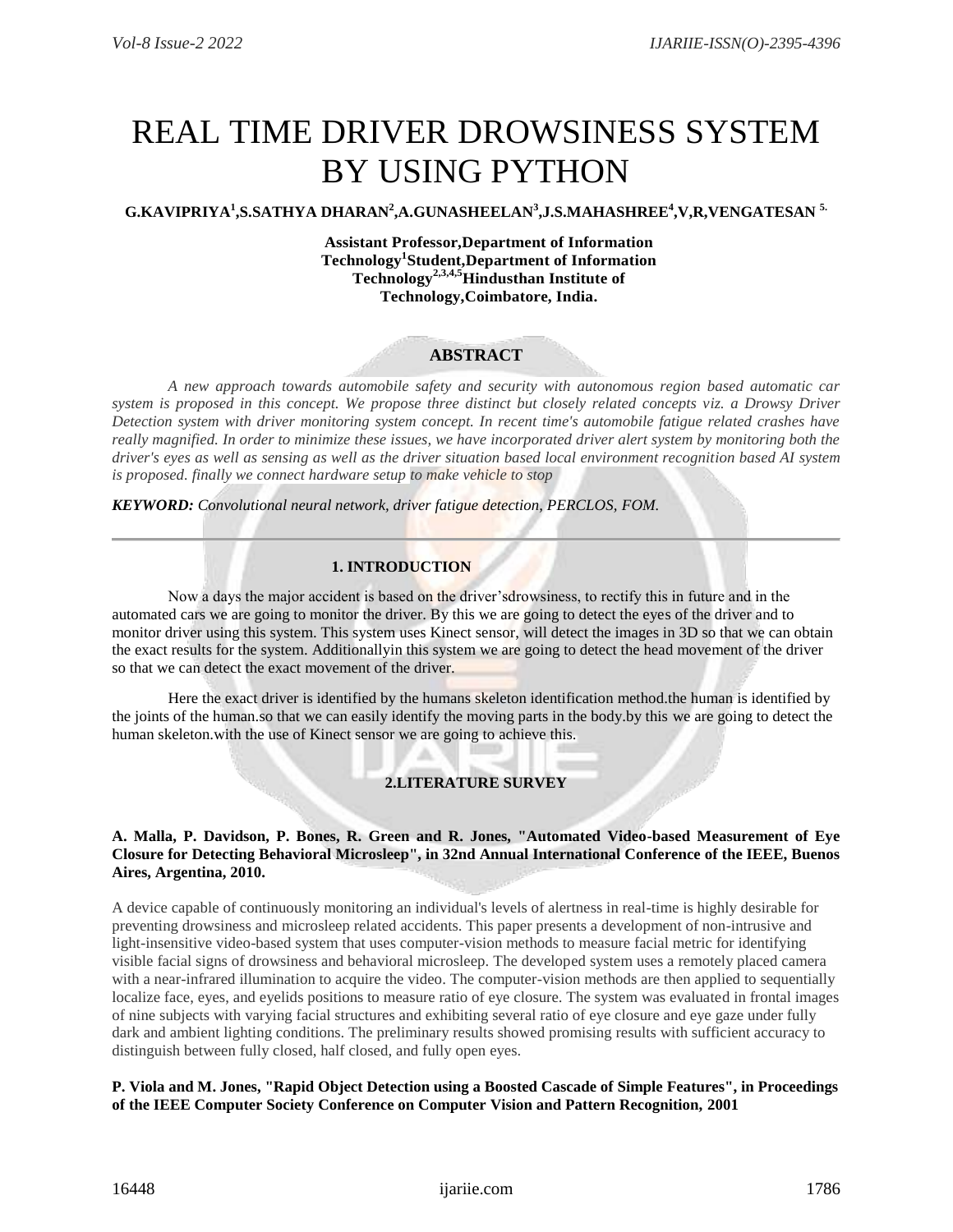# REAL TIME DRIVER DROWSINESS SYSTEM BY USING PYTHON

**G.KAVIPRIYA[1],S.SATHYA DHARAN[2],A.GUNASHEELAN[3],J.S.MAHASHREE[4],V,R,VENGATESAN [5.]**

**Assistant Professor,Department of Information Technology[1]Student,Department of Information Technology[2,3,4,5]Hindusthan Institute of Technology,Coimbatore, India.**

## ABSTRACT

*A new approach towards automobile safety and security with autonomous region based automatic car system is proposed in this concept. We propose three distinct but closely related concepts viz. a Drowsy Driver Detection system with driver monitoring system concept. In recent time's automobile fatigue related crashes have really magnified. In order to minimize these issues, we have incorporated driver alert system by monitoring both the driver's eyes as well as sensing as well as the driver situation based local environment recognition based AI system is proposed. finally we connect hardware setup to make vehicle to stop*

***KEYWORD:*** *Convolutional neural network, driver fatigue detection, PERCLOS, FOM.*

## 1. INTRODUCTION

Now a days the major accident is based on the driver'sdrowsiness, to rectify this in future and in the automated cars we are going to monitor the driver. By this we are going to detect the eyes of the driver and to monitor driver using this system. This system uses Kinect sensor, will detect the images in 3D so that we can obtain the exact results for the system. Additionallyin this system we are going to detect the head movement of the driver so that we can detect the exact movement of the driver.

Here the exact driver is identified by the humans skeleton identification method.the human is identified by the joints of the human.so that we can easily identify the moving parts in the body.by this we are going to detect the human skeleton.with the use of Kinect sensor we are going to achieve this.

## 2.LITERATURE SURVEY

**A. Malla, P. Davidson, P. Bones, R. Green and R. Jones, "Automated Video-based Measurement of Eye Closure for Detecting Behavioral Microsleep", in 32nd Annual International Conference of the IEEE, Buenos Aires, Argentina, 2010.**

A device capable of continuously monitoring an individual's levels of alertness in real-time is highly desirable for preventing drowsiness and microsleep related accidents. This paper presents a development of non-intrusive and light-insensitive video-based system that uses computer-vision methods to measure facial metric for identifying visible facial signs of drowsiness and behavioral microsleep. The developed system uses a remotely placed camera with a near-infrared illumination to acquire the video. The computer-vision methods are then applied to sequentially localize face, eyes, and eyelids positions to measure ratio of eye closure. The system was evaluated in frontal images of nine subjects with varying facial structures and exhibiting several ratio of eye closure and eye gaze under fully dark and ambient lighting conditions. The preliminary results showed promising results with sufficient accuracy to distinguish between fully closed, half closed, and fully open eyes.

**P. Viola and M. Jones, "Rapid Object Detection using a Boosted Cascade of Simple Features", in Proceedings of the IEEE Computer Society Conference on Computer Vision and Pattern Recognition, 2001**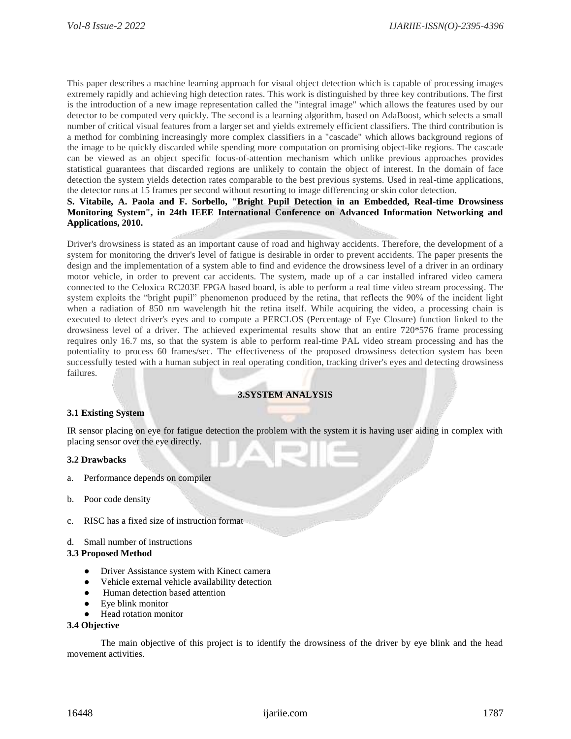This paper describes a machine learning approach for visual object detection which is capable of processing images extremely rapidly and achieving high detection rates. This work is distinguished by three key contributions. The first is the introduction of a new image representation called the "integral image" which allows the features used by our detector to be computed very quickly. The second is a learning algorithm, based on AdaBoost, which selects a small number of critical visual features from a larger set and yields extremely efficient classifiers. The third contribution is a method for combining increasingly more complex classifiers in a "cascade" which allows background regions of the image to be quickly discarded while spending more computation on promising object-like regions. The cascade can be viewed as an object specific focus-of-attention mechanism which unlike previous approaches provides statistical guarantees that discarded regions are unlikely to contain the object of interest. In the domain of face detection the system yields detection rates comparable to the best previous systems. Used in real-time applications, the detector runs at 15 frames per second without resorting to image differencing or skin color detection.

**S. Vitabile, A. Paola and F. Sorbello, "Bright Pupil Detection in an Embedded, Real-time Drowsiness Monitoring System", in 24th IEEE International Conference on Advanced Information Networking and Applications, 2010.**

Driver's drowsiness is stated as an important cause of road and highway accidents. Therefore, the development of a system for monitoring the driver's level of fatigue is desirable in order to prevent accidents. The paper presents the design and the implementation of a system able to find and evidence the drowsiness level of a driver in an ordinary motor vehicle, in order to prevent car accidents. The system, made up of a car installed infrared video camera connected to the Celoxica RC203E FPGA based board, is able to perform a real time video stream processing. The system exploits the "bright pupil" phenomenon produced by the retina, that reflects the 90% of the incident light when a radiation of 850 nm wavelength hit the retina itself. While acquiring the video, a processing chain is executed to detect driver's eyes and to compute a PERCLOS (Percentage of Eye Closure) function linked to the drowsiness level of a driver. The achieved experimental results show that an entire 720*576 frame processing requires only 16.7 ms, so that the system is able to perform real-time PAL video stream processing and has the potentiality to process 60 frames/sec. The effectiveness of the proposed drowsiness detection system has been successfully tested with a human subject in real operating condition, tracking driver's eyes and detecting drowsiness failures.

## 3.SYSTEM ANALYSIS

### 3.1 Existing System

IR sensor placing on eye for fatigue detection the problem with the system it is having user aiding in complex with placing sensor over the eye directly.

### 3.2 Drawbacks

a. Performance depends on compiler

b. Poor code density

c. RISC has a fixed size of instruction format

d. Small number of instructions

### 3.3 Proposed Method

- Driver Assistance system with Kinect camera
- Vehicle external vehicle availability detection
- Human detection based attention
- Eye blink monitor
- Head rotation monitor

### 3.4 Objective

The main objective of this project is to identify the drowsiness of the driver by eye blink and the head movement activities.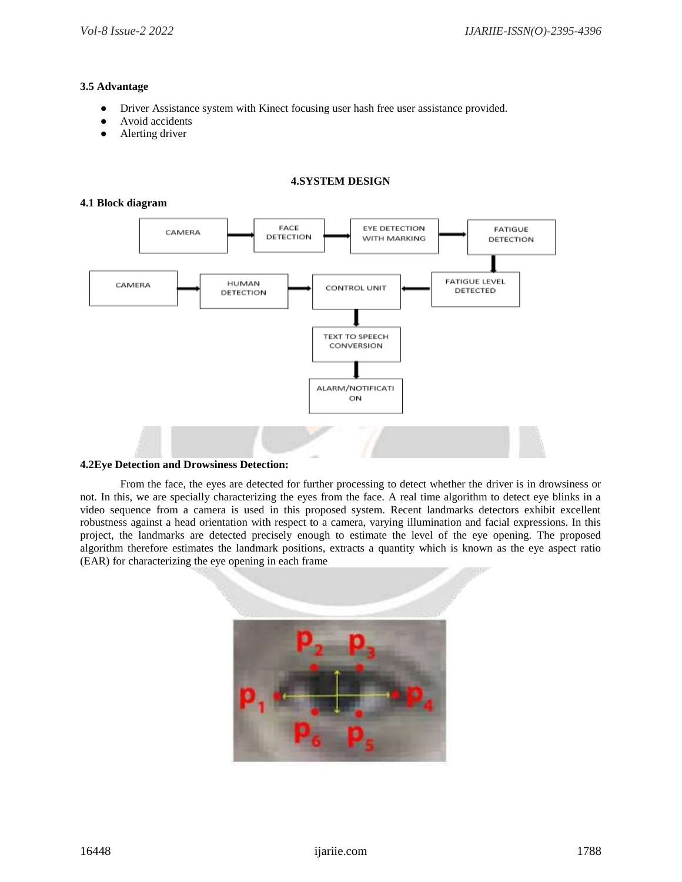**3.5 Advantage**

- Driver Assistance system with Kinect focusing user hash free user assistance provided.
- Avoid accidents
- Alerting driver

## 4.SYSTEM DESIGN

**4.1 Block diagram**

**4.2Eye Detection and Drowsiness Detection:**

From the face, the eyes are detected for further processing to detect whether the driver is in drowsiness or not. In this, we are specially characterizing the eyes from the face. A real time algorithm to detect eye blinks in a video sequence from a camera is used in this proposed system. Recent landmarks detectors exhibit excellent robustness against a head orientation with respect to a camera, varying illumination and facial expressions. In this project, the landmarks are detected precisely enough to estimate the level of the eye opening. The proposed algorithm therefore estimates the landmark positions, extracts a quantity which is known as the eye aspect ratio (EAR) for characterizing the eye opening in each frame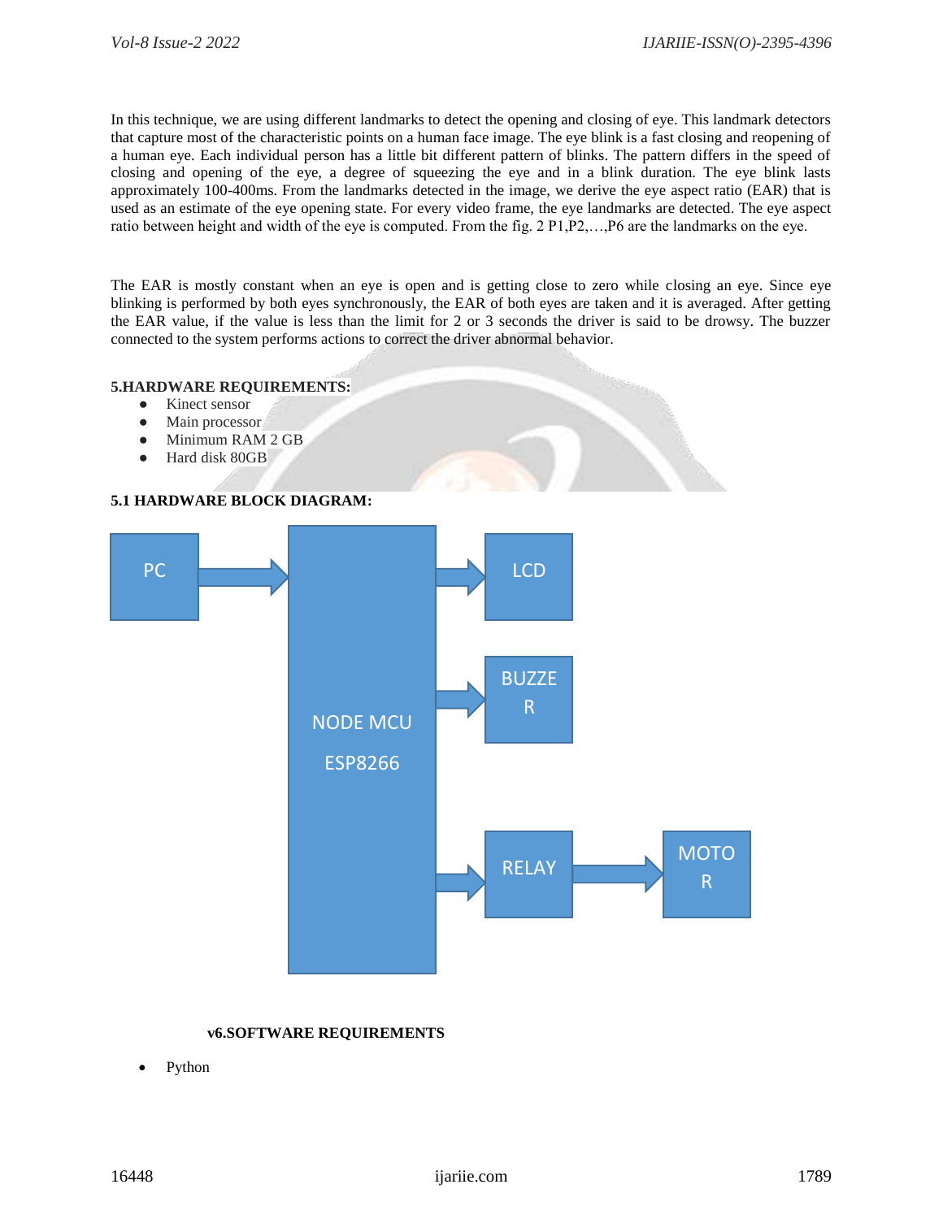In this technique, we are using different landmarks to detect the opening and closing of eye. This landmark detectors that capture most of the characteristic points on a human face image. The eye blink is a fast closing and reopening of a human eye. Each individual person has a little bit different pattern of blinks. The pattern differs in the speed of closing and opening of the eye, a degree of squeezing the eye and in a blink duration. The eye blink lasts approximately 100-400ms. From the landmarks detected in the image, we derive the eye aspect ratio (EAR) that is used as an estimate of the eye opening state. For every video frame, the eye landmarks are detected. The eye aspect ratio between height and width of the eye is computed. From the fig. 2 P1,P2,…,P6 are the landmarks on the eye.

The EAR is mostly constant when an eye is open and is getting close to zero while closing an eye. Since eye blinking is performed by both eyes synchronously, the EAR of both eyes are taken and it is averaged. After getting the EAR value, if the value is less than the limit for 2 or 3 seconds the driver is said to be drowsy. The buzzer connected to the system performs actions to correct the driver abnormal behavior.

**5.HARDWARE REQUIREMENTS:**

- Kinect sensor
- Main processor
- Minimum RAM 2 GB
- Hard disk 80GB

**5.1 HARDWARE BLOCK DIAGRAM:**

PC → NODE MCU ESP8266 → LCD

NODE MCU ESP8266 → BUZZER

NODE MCU ESP8266 → RELAY → MOTOR

**v6.SOFTWARE REQUIREMENTS**

- Python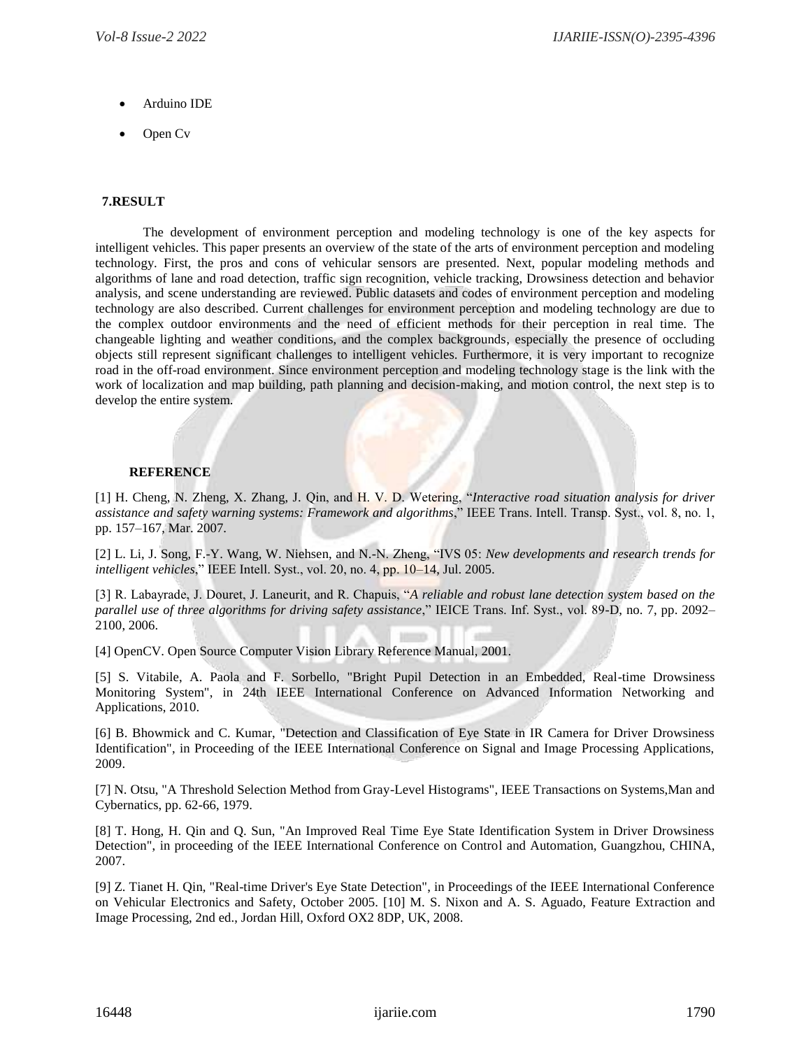- Arduino IDE
- Open Cv

## 7.RESULT

The development of environment perception and modeling technology is one of the key aspects for intelligent vehicles. This paper presents an overview of the state of the arts of environment perception and modeling technology. First, the pros and cons of vehicular sensors are presented. Next, popular modeling methods and algorithms of lane and road detection, traffic sign recognition, vehicle tracking, Drowsiness detection and behavior analysis, and scene understanding are reviewed. Public datasets and codes of environment perception and modeling technology are also described. Current challenges for environment perception and modeling technology are due to the complex outdoor environments and the need of efficient methods for their perception in real time. The changeable lighting and weather conditions, and the complex backgrounds, especially the presence of occluding objects still represent significant challenges to intelligent vehicles. Furthermore, it is very important to recognize road in the off-road environment. Since environment perception and modeling technology stage is the link with the work of localization and map building, path planning and decision-making, and motion control, the next step is to develop the entire system.

## REFERENCE

[1] H. Cheng, N. Zheng, X. Zhang, J. Qin, and H. V. D. Wetering, "*Interactive road situation analysis for driver assistance and safety warning systems: Framework and algorithms*," IEEE Trans. Intell. Transp. Syst., vol. 8, no. 1, pp. 157–167, Mar. 2007.

[2] L. Li, J. Song, F.-Y. Wang, W. Niehsen, and N.-N. Zheng, "IVS 05: *New developments and research trends for intelligent vehicles*," IEEE Intell. Syst., vol. 20, no. 4, pp. 10–14, Jul. 2005.

[3] R. Labayrade, J. Douret, J. Laneurit, and R. Chapuis, "*A reliable and robust lane detection system based on the parallel use of three algorithms for driving safety assistance*," IEICE Trans. Inf. Syst., vol. 89-D, no. 7, pp. 2092–2100, 2006.

[4] OpenCV. Open Source Computer Vision Library Reference Manual, 2001.

[5] S. Vitabile, A. Paola and F. Sorbello, "Bright Pupil Detection in an Embedded, Real-time Drowsiness Monitoring System", in 24th IEEE International Conference on Advanced Information Networking and Applications, 2010.

[6] B. Bhowmick and C. Kumar, "Detection and Classification of Eye State in IR Camera for Driver Drowsiness Identification", in Proceeding of the IEEE International Conference on Signal and Image Processing Applications, 2009.

[7] N. Otsu, "A Threshold Selection Method from Gray-Level Histograms", IEEE Transactions on Systems,Man and Cybernatics, pp. 62-66, 1979.

[8] T. Hong, H. Qin and Q. Sun, "An Improved Real Time Eye State Identification System in Driver Drowsiness Detection", in proceeding of the IEEE International Conference on Control and Automation, Guangzhou, CHINA, 2007.

[9] Z. Tianet H. Qin, "Real-time Driver's Eye State Detection", in Proceedings of the IEEE International Conference on Vehicular Electronics and Safety, October 2005. [10] M. S. Nixon and A. S. Aguado, Feature Extraction and Image Processing, 2nd ed., Jordan Hill, Oxford OX2 8DP, UK, 2008.